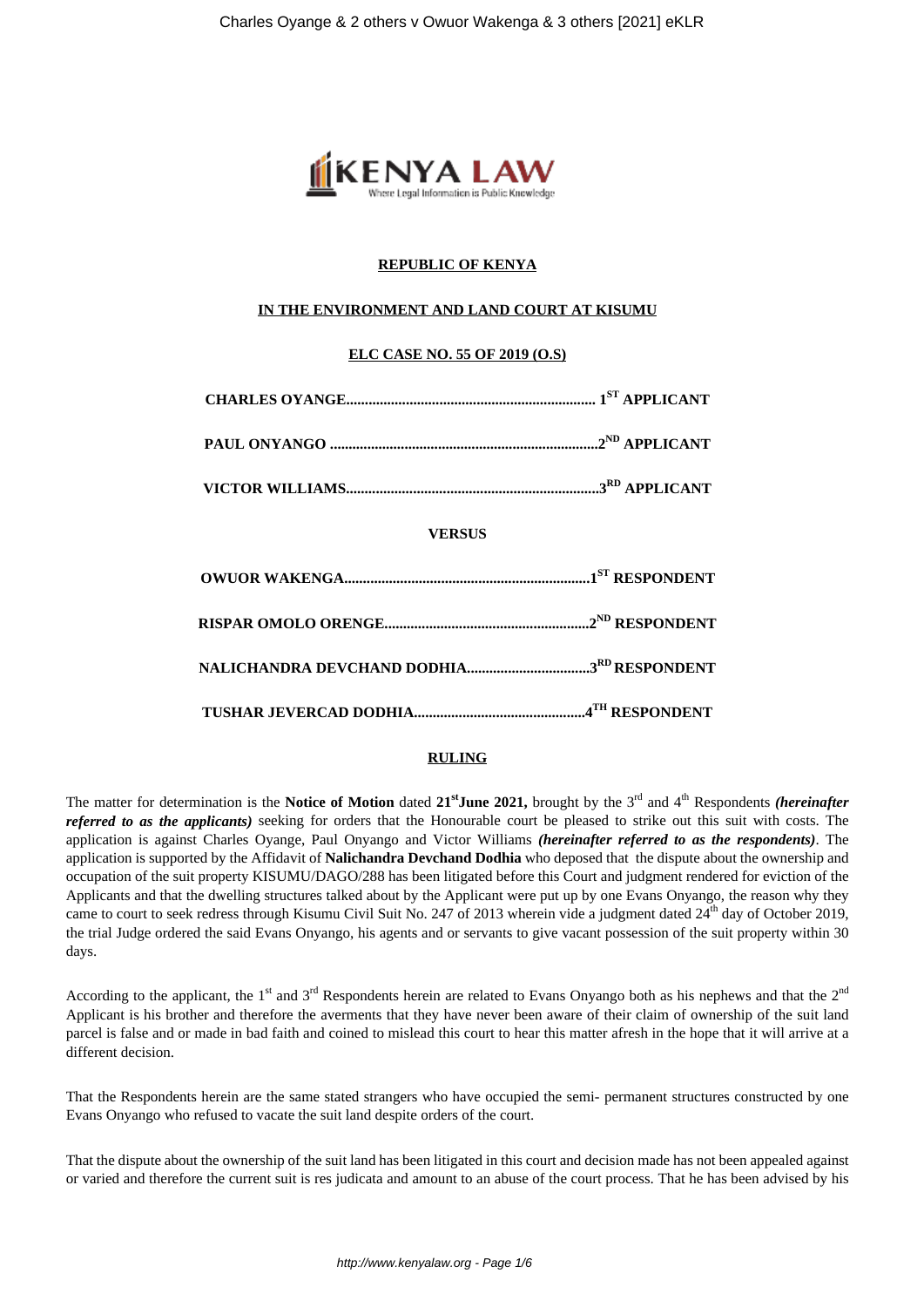**REPUBLIC OF KENYA**

**IN THE ENVIRONMENT AND LAND COURT AT KISUMU**

**ELC CASE NO. 55 OF 2019 (O.S)**

**CHARLES OYANGE.................................................................. 1ST APPLICANT**

**PAUL ONYANGO .......................................................................2ND APPLICANT**

**VICTOR WILLIAMS...................................................................3RD APPLICANT**

**VERSUS**

**OWUOR WAKENGA.................................................................1ST RESPONDENT**

**RISPAR OMOLO ORENGE.......................................................2ND RESPONDENT**

**NALICHANDRA DEVCHAND DODHIA.................................3RD RESPONDENT**

**TUSHAR JEVERCAD DODHIA.............................................4TH RESPONDENT**

**RULING**

The matter for determination is the **Notice of Motion** dated **21st June 2021,** brought by the 3rd and 4th Respondents ***(hereinafter referred to as the applicants)*** seeking for orders that the Honourable court be pleased to strike out this suit with costs. The application is against Charles Oyange, Paul Onyango and Victor Williams ***(hereinafter referred to as the respondents)***. The application is supported by the Affidavit of **Nalichandra Devchand Dodhia** who deposed that the dispute about the ownership and occupation of the suit property KISUMU/DAGO/288 has been litigated before this Court and judgment rendered for eviction of the Applicants and that the dwelling structures talked about by the Applicant were put up by one Evans Onyango, the reason why they came to court to seek redress through Kisumu Civil Suit No. 247 of 2013 wherein vide a judgment dated 24th day of October 2019, the trial Judge ordered the said Evans Onyango, his agents and or servants to give vacant possession of the suit property within 30 days.

According to the applicant, the 1st and 3rd Respondents herein are related to Evans Onyango both as his nephews and that the 2nd Applicant is his brother and therefore the averments that they have never been aware of their claim of ownership of the suit land parcel is false and or made in bad faith and coined to mislead this court to hear this matter afresh in the hope that it will arrive at a different decision.

That the Respondents herein are the same stated strangers who have occupied the semi- permanent structures constructed by one Evans Onyango who refused to vacate the suit land despite orders of the court.

That the dispute about the ownership of the suit land has been litigated in this court and decision made has not been appealed against or varied and therefore the current suit is res judicata and amount to an abuse of the court process. That he has been advised by his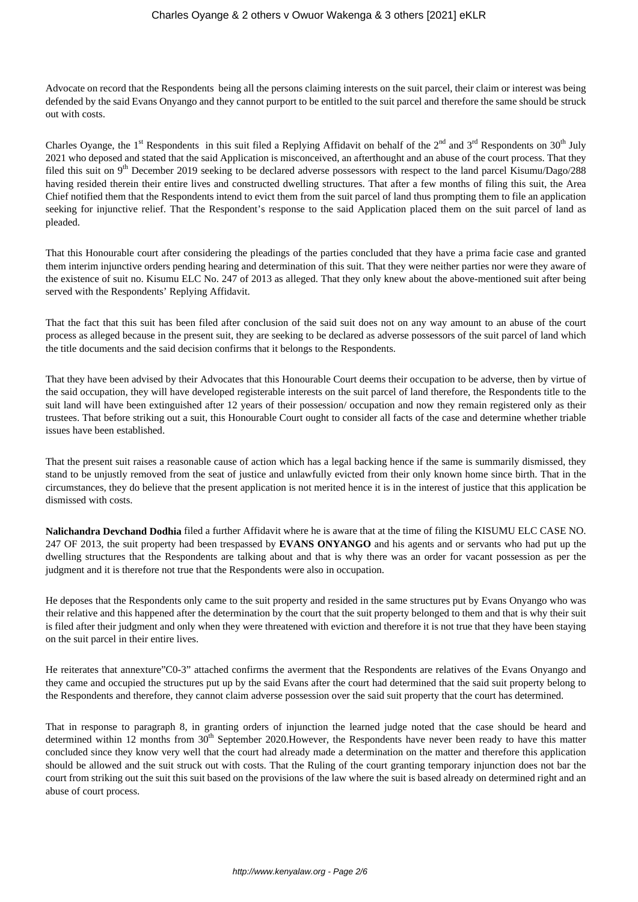Advocate on record that the Respondents being all the persons claiming interests on the suit parcel, their claim or interest was being defended by the said Evans Onyango and they cannot purport to be entitled to the suit parcel and therefore the same should be struck out with costs.

Charles Oyange, the 1st Respondents in this suit filed a Replying Affidavit on behalf of the 2nd and 3rd Respondents on 30th July 2021 who deposed and stated that the said Application is misconceived, an afterthought and an abuse of the court process. That they filed this suit on 9th December 2019 seeking to be declared adverse possessors with respect to the land parcel Kisumu/Dago/288 having resided therein their entire lives and constructed dwelling structures. That after a few months of filing this suit, the Area Chief notified them that the Respondents intend to evict them from the suit parcel of land thus prompting them to file an application seeking for injunctive relief. That the Respondent's response to the said Application placed them on the suit parcel of land as pleaded.

That this Honourable court after considering the pleadings of the parties concluded that they have a prima facie case and granted them interim injunctive orders pending hearing and determination of this suit. That they were neither parties nor were they aware of the existence of suit no. Kisumu ELC No. 247 of 2013 as alleged. That they only knew about the above-mentioned suit after being served with the Respondents' Replying Affidavit.

That the fact that this suit has been filed after conclusion of the said suit does not on any way amount to an abuse of the court process as alleged because in the present suit, they are seeking to be declared as adverse possessors of the suit parcel of land which the title documents and the said decision confirms that it belongs to the Respondents.

That they have been advised by their Advocates that this Honourable court deems their occupation to be adverse, then by virtue of the said occupation, they will have developed registerable interests on the suit parcel of land therefore, the Respondents title to the suit land will have been extinguished after 12 years of their possession/ occupation and now they remain registered only as their trustees. That before striking out a suit, this Honourable Court ought to consider all facts of the case and determine whether triable issues have been established.

That the present suit raises a reasonable cause of action which has a legal backing hence if the same is summarily dismissed, they stand to be unjustly removed from the seat of justice and unlawfully evicted from their only known home since birth. That in the circumstances, they do believe that the present application is not merited hence it is in the interest of justice that this application be dismissed with costs.

**Nalichandra Devchand Dodhia** filed a further Affidavit where he is aware that at the time of filing the KISUMU ELC CASE NO. 247 OF 2013, the suit property had been trespassed by **EVANS ONYANGO** and his agents and or servants who had put up the dwelling structures that the Respondents are talking about and that is why there was an order for vacant possession as per the judgment and it is therefore not true that the Respondents were also in occupation.

He deposes that the Respondents only came to the suit property and resided in the same structures put by Evans Onyango who was their relative and this happened after the determination by the court that the suit property belonged to them and that is why their suit is filed after their judgment and only when they were threatened with eviction and therefore it is not true that they have been staying on the suit parcel in their entire lives.

He reiterates that annexture"C0-3" attached confirms the averment that the Respondents are relatives of the Evans Onyango and they came and occupied the structures put up by the said Evans after the court had determined that the said suit property belong to the Respondents and therefore, they cannot claim adverse possession over the said suit property that the court has determined.

That in response to paragraph 8, in granting orders of injunction the learned judge noted that the case should be heard and determined within 12 months from 30th September 2020.However, the Respondents have never been ready to have this matter concluded since they know very well that the court had already made a determination on the matter and therefore this application should be allowed and the suit struck out with costs. That the Ruling of the court granting temporary injunction does not bar the court from striking out the suit this suit based on the provisions of the law where the suit is based already on determined right and an abuse of court process.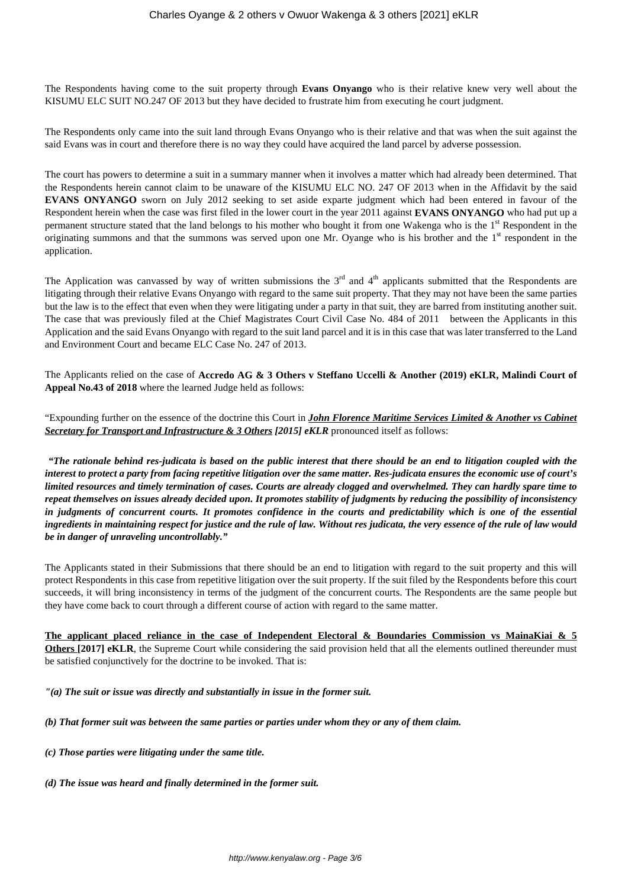The Respondents having come to the suit property through **Evans Onyango** who is their relative knew very well about the KISUMU ELC SUIT NO.247 OF 2013 but they have decided to frustrate him from executing he court judgment.

The Respondents only came into the suit land through Evans Onyango who is their relative and that was when the suit against the said Evans was in court and therefore there is no way they could have acquired the land parcel by adverse possession.

The court has powers to determine a suit in a summary manner when it involves a matter which had already been determined. That the Respondents herein cannot claim to be unaware of the KISUMU ELC NO. 247 OF 2013 when in the Affidavit by the said **EVANS ONYANGO** sworn on July 2012 seeking to set aside exparte judgment which had been entered in favour of the Respondent herein when the case was first filed in the lower court in the year 2011 against **EVANS ONYANGO** who had put up a permanent structure stated that the land belongs to his mother who bought it from one Wakenga who is the 1st Respondent in the originating summons and that the summons was served upon one Mr. Oyange who is his brother and the 1st respondent in the application.

The Application was canvassed by way of written submissions the 3rd and 4th applicants submitted that the Respondents are litigating through their relative Evans Onyango with regard to the same suit property. That they may not have been the same parties but the law is to the effect that even when they were litigating under a party in that suit, they are barred from instituting another suit. The case that was previously filed at the Chief Magistrates Court Civil Case No. 484 of 2011 between the Applicants in this Application and the said Evans Onyango with regard to the suit land parcel and it is in this case that was later transferred to the Land and Environment Court and became ELC Case No. 247 of 2013.

The Applicants relied on the case of **Accredo AG & 3 Others v Steffano Uccelli & Another (2019) eKLR, Malindi Court of Appeal No.43 of 2018** where the learned Judge held as follows:

"Expounding further on the essence of the doctrine this Court in ***John Florence Maritime Services Limited & Another vs Cabinet Secretary for Transport and Infrastructure & 3 Others*** ***[2015] eKLR*** pronounced itself as follows:

***"The rationale behind res-judicata is based on the public interest that there should be an end to litigation coupled with the interest to protect a party from facing repetitive litigation over the same matter. Res-judicata ensures the economic use of court's limited resources and timely termination of cases. Courts are already clogged and overwhelmed. They can hardly spare time to repeat themselves on issues already decided upon. It promotes stability of judgments by reducing the possibility of inconsistency in judgments of concurrent courts. It promotes confidence in the courts and predictability which is one of the essential ingredients in maintaining respect for justice and the rule of law. Without res judicata, the very essence of the rule of law would be in danger of unraveling uncontrollably."***

The Applicants stated in their Submissions that there should be an end to litigation with regard to the suit property and this will protect Respondents in this case from repetitive litigation over the suit property. If the suit filed by the Respondents before this court succeeds, it will bring inconsistency in terms of the judgment of the concurrent courts. The Respondents are the same people but they have come back to court through a different course of action with regard to the same matter.

**The applicant placed reliance in the case of Independent Electoral & Boundaries Commission vs MainaKiai & 5 Others [2017] eKLR**, the Supreme Court while considering the said provision held that all the elements outlined thereunder must be satisfied conjunctively for the doctrine to be invoked. That is:

***"(a) The suit or issue was directly and substantially in issue in the former suit.***

***(b) That former suit was between the same parties or parties under whom they or any of them claim.***

***(c) Those parties were litigating under the same title.***

***(d) The issue was heard and finally determined in the former suit.***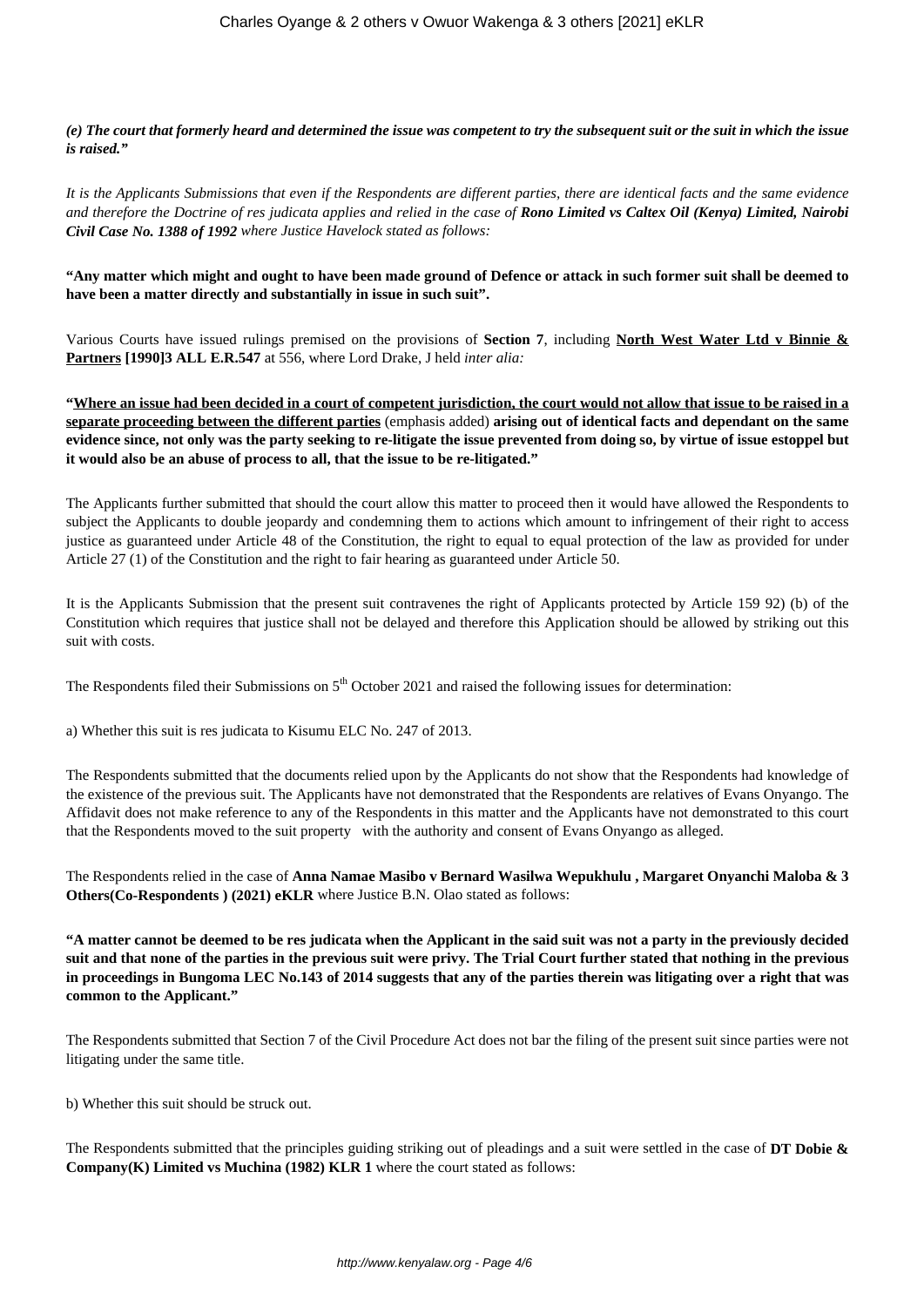***(e) The court that formerly heard and determined the issue was competent to try the subsequent suit or the suit in which the issue is raised."***

*It is the Applicants Submissions that even if the Respondents are different parties, there are identical facts and the same evidence and therefore the Doctrine of res judicata applies and relied in the case of **Rono Limited vs Caltex Oil (Kenya) Limited, Nairobi Civil Case No. 1388 of 1992** where Justice Havelock stated as follows:*

**"Any matter which might and ought to have been made ground of Defence or attack in such former suit shall be deemed to have been a matter directly and substantially in issue in such suit".**

Various Courts have issued rulings premised on the provisions of **Section 7**, including **North West Water Ltd v Binnie & Partners [1990]3 ALL E.R.547** at 556, where Lord Drake, J held *inter alia:*

**"Where an issue had been decided in a court of competent jurisdiction, the court would not allow that issue to be raised in a separate proceeding between the different parties** (emphasis added) **arising out of identical facts and dependant on the same evidence since, not only was the party seeking to re-litigate the issue prevented from doing so, by virtue of issue estoppel but it would also be an abuse of process to all, that the issue to be re-litigated."**

The Applicants further submitted that should the court allow this matter to proceed then it would have allowed the Respondents to subject the Applicants to double jeopardy and condemning them to actions which amount to infringement of their right to access justice as guaranteed under Article 48 of the Constitution, the right to equal to equal protection of the law as provided for under Article 27 (1) of the Constitution and the right to fair hearing as guaranteed under Article 50.

It is the Applicants Submission that the present suit contravenes the right of Applicants protected by Article 159 92) (b) of the Constitution which requires that justice shall not be delayed and therefore this Application should be allowed by striking out this suit with costs.

The Respondents filed their Submissions on 5th October 2021 and raised the following issues for determination:

a) Whether this suit is res judicata to Kisumu ELC No. 247 of 2013.

The Respondents submitted that the documents relied upon by the Applicants do not show that the Respondents had knowledge of the existence of the previous suit. The Applicants have not demonstrated that the Respondents are relatives of Evans Onyango. The Affidavit does not make reference to any of the Respondents in this matter and the Applicants have not demonstrated to this court that the Respondents moved to the suit property with the authority and consent of Evans Onyango as alleged.

The Respondents relied in the case of **Anna Namae Masibo v Bernard Wasilwa Wepukhulu , Margaret Onyanchi Maloba & 3 Others(Co-Respondents ) (2021) eKLR** where Justice B.N. Olao stated as follows:

**"A matter cannot be deemed to be res judicata when the Applicant in the said suit was not a party in the previously decided suit and that none of the parties in the previous suit were privy. The Trial Court further stated that nothing in the previous in proceedings in Bungoma LEC No.143 of 2014 suggests that any of the parties therein was litigating over a right that was common to the Applicant."**

The Respondents submitted that Section 7 of the Civil Procedure Act does not bar the filing of the present suit since parties were not litigating under the same title.

b) Whether this suit should be struck out.

The Respondents submitted that the principles guiding striking out of pleadings and a suit were settled in the case of **DT Dobie & Company(K) Limited vs Muchina (1982) KLR 1** where the court stated as follows: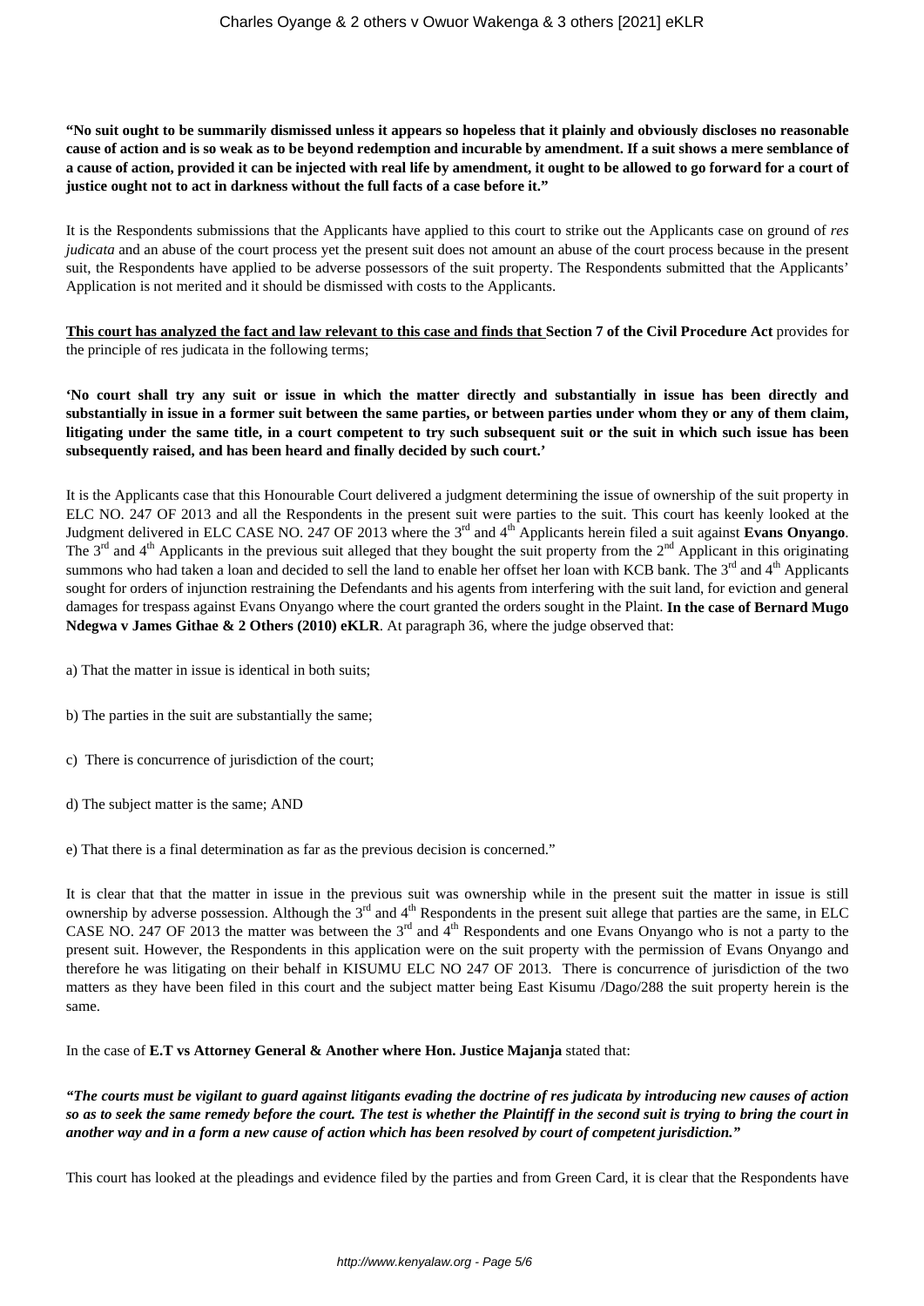**"No suit ought to be summarily dismissed unless it appears so hopeless that it plainly and obviously discloses no reasonable cause of action and is so weak as to be beyond redemption and incurable by amendment. If a suit shows a mere semblance of a cause of action, provided it can be injected with real life by amendment, it ought to be allowed to go forward for a court of justice ought not to act in darkness without the full facts of a case before it."**

It is the Respondents submissions that the Applicants have applied to this court to strike out the Applicants case on ground of *res judicata* and an abuse of the court process yet the present suit does not amount an abuse of the court process because in the present suit, the Respondents have applied to be adverse possessors of the suit property. The Respondents submitted that the Applicants' Application is not merited and it should be dismissed with costs to the Applicants.

**<u>This court has analyzed the fact and law relevant to this case and finds that</u> Section 7 of the Civil Procedure Act** provides for the principle of res judicata in the following terms;

**'No court shall try any suit or issue in which the matter directly and substantially in issue has been directly and substantially in issue in a former suit between the same parties, or between parties under whom they or any of them claim, litigating under the same title, in a court competent to try such subsequent suit or the suit in which such issue has been subsequently raised, and has been heard and finally decided by such court.'**

It is the Applicants case that this Honourable Court delivered a judgment determining the issue of ownership of the suit property in ELC NO. 247 OF 2013 and all the Respondents in the present suit were parties to the suit. This court has keenly looked at the Judgment delivered in ELC CASE NO. 247 OF 2013 where the 3rd and 4th Applicants herein filed a suit against **Evans Onyango**. The 3rd and 4th Applicants in the previous suit alleged that they bought the suit property from the 2nd Applicant in this originating summons who had taken a loan and decided to sell the land to enable her offset her loan with KCB bank. The 3rd and 4th Applicants sought for orders of injunction restraining the Defendants and his agents from interfering with the suit land, for eviction and general damages for trespass against Evans Onyango where the court granted the orders sought in the Plaint. **In the case of Bernard Mugo Ndegwa v James Githae & 2 Others (2010) eKLR**. At paragraph 36, where the judge observed that:

a) That the matter in issue is identical in both suits;

b) The parties in the suit are substantially the same;

c) There is concurrence of jurisdiction of the court;

d) The subject matter is the same; AND

e) That there is a final determination as far as the previous decision is concerned."

It is clear that that the matter in issue in the previous suit was ownership while in the present suit the matter in issue is still ownership by adverse possession. Although the 3rd and 4th Respondents in the present suit allege that parties are the same, in ELC CASE NO. 247 OF 2013 the matter was between the 3rd and 4th Respondents and one Evans Onyango who is not a party to the present suit. However, the Respondents in this application were on the suit property with the permission of Evans Onyango and therefore he was litigating on their behalf in KISUMU ELC NO 247 OF 2013. There is concurrence of jurisdiction of the two matters as they have been filed in this court and the subject matter being East Kisumu /Dago/288 the suit property herein is the same.

In the case of **E.T vs Attorney General & Another where Hon. Justice Majanja** stated that:

***"The courts must be vigilant to guard against litigants evading the doctrine of res judicata by introducing new causes of action so as to seek the same remedy before the court. The test is whether the Plaintiff in the second suit is trying to bring the court in another way and in a form a new cause of action which has been resolved by court of competent jurisdiction."***

This court has looked at the pleadings and evidence filed by the parties and from Green Card, it is clear that the Respondents have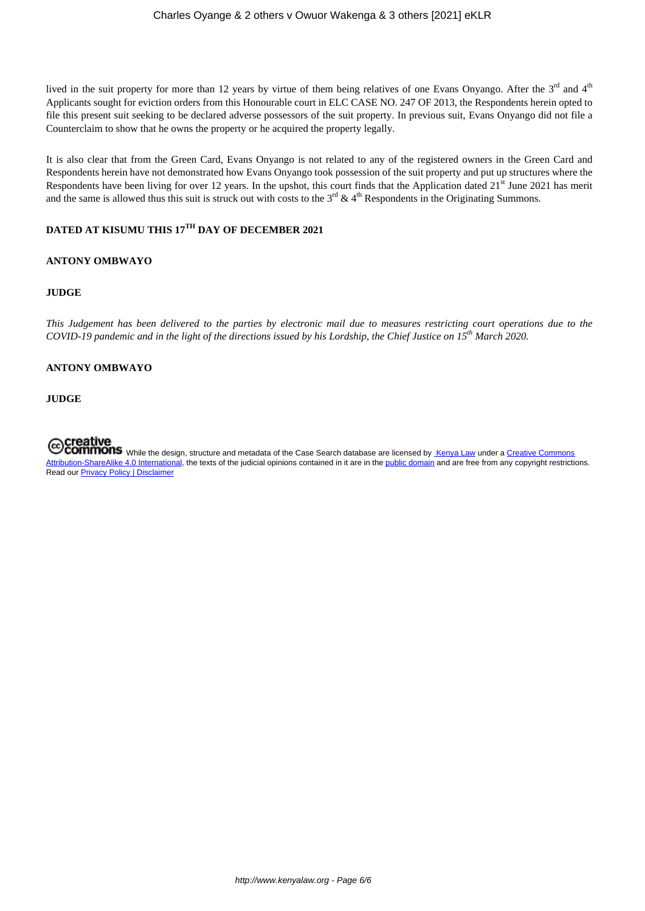lived in the suit property for more than 12 years by virtue of them being relatives of one Evans Onyango. After the 3rd and 4th Applicants sought for eviction orders from this Honourable court in ELC CASE NO. 247 OF 2013, the Respondents herein opted to file this present suit seeking to be declared adverse possessors of the suit property. In previous suit, Evans Onyango did not file a Counterclaim to show that he owns the property or he acquired the property legally.

It is also clear that from the Green Card, Evans Onyango is not related to any of the registered owners in the Green Card and Respondents herein have not demonstrated how Evans Onyango took possession of the suit property and put up structures where the Respondents have been living for over 12 years. In the upshot, this court finds that the Application dated 21st June 2021 has merit and the same is allowed thus this suit is struck out with costs to the 3rd & 4th Respondents in the Originating Summons.

**DATED AT KISUMU THIS 17TH DAY OF DECEMBER 2021**

**ANTONY OMBWAYO**

**JUDGE**

*This Judgement has been delivered to the parties by electronic mail due to measures restricting court operations due to the COVID-19 pandemic and in the light of the directions issued by his Lordship, the Chief Justice on 15th March 2020.*

**ANTONY OMBWAYO**

**JUDGE**

While the design, structure and metadata of the Case Search database are licensed by Kenya Law under a Creative Commons Attribution-ShareAlike 4.0 International, the texts of the judicial opinions contained in it are in the public domain and are free from any copyright restrictions. Read our Privacy Policy | Disclaimer